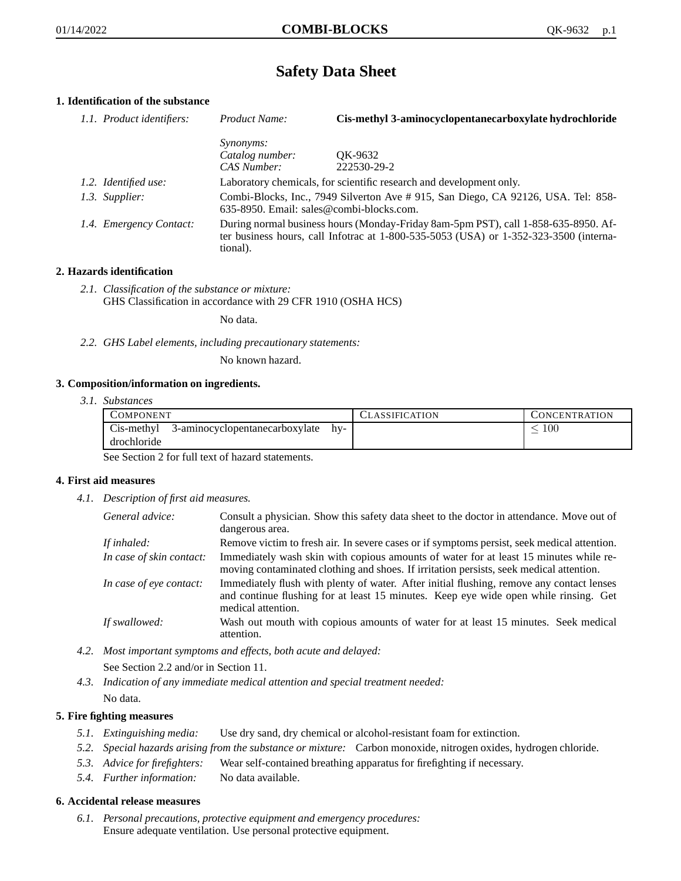# Safety Data Sheet

## 1. Identification of the substance

*1.1. Product identifiers:*

*Product Name:* **Cis-methyl 3-aminocyclopentanecarboxylate hydrochloride**

*Synonyms:*

*Catalog number:* QK-9632

*CAS Number:* 222530-29-2

*1.2. Identified use:* Laboratory chemicals, for scientific research and development only.

*1.3. Supplier:* Combi-Blocks, Inc., 7949 Silverton Ave # 915, San Diego, CA 92126, USA. Tel: 858-635-8950. Email: sales@combi-blocks.com.

*1.4. Emergency Contact:* During normal business hours (Monday-Friday 8am-5pm PST), call 1-858-635-8950. After business hours, call Infotrac at 1-800-535-5053 (USA) or 1-352-323-3500 (international).

## 2. Hazards identification

*2.1. Classification of the substance or mixture:*
GHS Classification in accordance with 29 CFR 1910 (OSHA HCS)

No data.

*2.2. GHS Label elements, including precautionary statements:*

No known hazard.

## 3. Composition/information on ingredients.

*3.1. Substances*

| Component | Classification | Concentration |
|---|---|---|
| Cis-methyl 3-aminocyclopentanecarboxylate hydrochloride | | $\leq 100$ |

See Section 2 for full text of hazard statements.

## 4. First aid measures

*4.1. Description of first aid measures.*

*General advice:* Consult a physician. Show this safety data sheet to the doctor in attendance. Move out of dangerous area.

*If inhaled:* Remove victim to fresh air. In severe cases or if symptoms persist, seek medical attention.

*In case of skin contact:* Immediately wash skin with copious amounts of water for at least 15 minutes while removing contaminated clothing and shoes. If irritation persists, seek medical attention.

*In case of eye contact:* Immediately flush with plenty of water. After initial flushing, remove any contact lenses and continue flushing for at least 15 minutes. Keep eye wide open while rinsing. Get medical attention.

*If swallowed:* Wash out mouth with copious amounts of water for at least 15 minutes. Seek medical attention.

*4.2. Most important symptoms and effects, both acute and delayed:*

See Section 2.2 and/or in Section 11.

*4.3. Indication of any immediate medical attention and special treatment needed:*

No data.

## 5. Fire fighting measures

*5.1. Extinguishing media:* Use dry sand, dry chemical or alcohol-resistant foam for extinction.

*5.2. Special hazards arising from the substance or mixture:* Carbon monoxide, nitrogen oxides, hydrogen chloride.

*5.3. Advice for firefighters:* Wear self-contained breathing apparatus for firefighting if necessary.

*5.4. Further information:* No data available.

## 6. Accidental release measures

*6.1. Personal precautions, protective equipment and emergency procedures:*
Ensure adequate ventilation. Use personal protective equipment.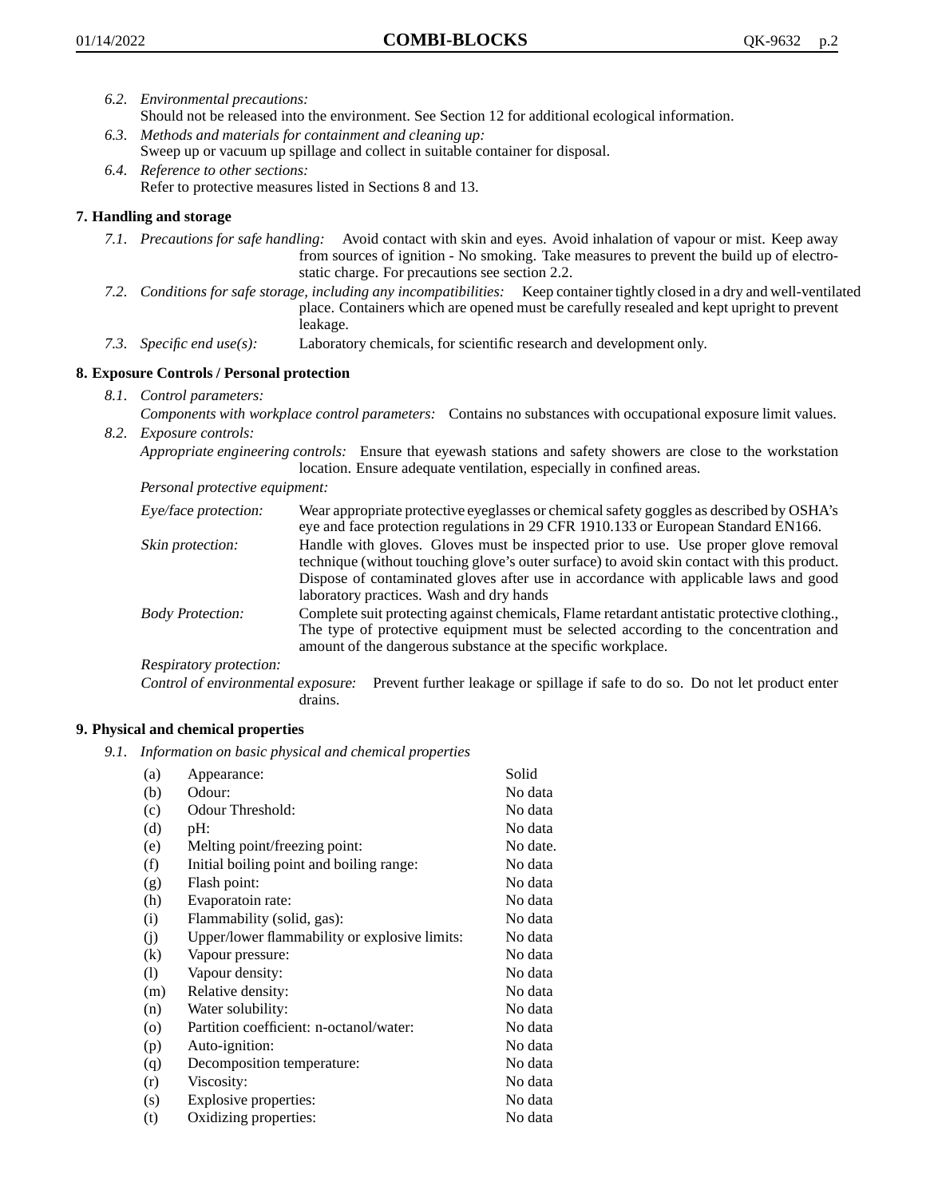*6.2. Environmental precautions:*
Should not be released into the environment. See Section 12 for additional ecological information.

*6.3. Methods and materials for containment and cleaning up:*
Sweep up or vacuum up spillage and collect in suitable container for disposal.

*6.4. Reference to other sections:*
Refer to protective measures listed in Sections 8 and 13.

## 7. Handling and storage

*7.1. Precautions for safe handling:* Avoid contact with skin and eyes. Avoid inhalation of vapour or mist. Keep away from sources of ignition - No smoking. Take measures to prevent the build up of electrostatic charge. For precautions see section 2.2.

*7.2. Conditions for safe storage, including any incompatibilities:* Keep container tightly closed in a dry and well-ventilated place. Containers which are opened must be carefully resealed and kept upright to prevent leakage.

*7.3. Specific end use(s):* Laboratory chemicals, for scientific research and development only.

## 8. Exposure Controls / Personal protection

*8.1. Control parameters:*
*Components with workplace control parameters:* Contains no substances with occupational exposure limit values.

*8.2. Exposure controls:*
*Appropriate engineering controls:* Ensure that eyewash stations and safety showers are close to the workstation location. Ensure adequate ventilation, especially in confined areas.

*Personal protective equipment:*

*Eye/face protection:* Wear appropriate protective eyeglasses or chemical safety goggles as described by OSHA's eye and face protection regulations in 29 CFR 1910.133 or European Standard EN166.

*Skin protection:* Handle with gloves. Gloves must be inspected prior to use. Use proper glove removal technique (without touching glove's outer surface) to avoid skin contact with this product. Dispose of contaminated gloves after use in accordance with applicable laws and good laboratory practices. Wash and dry hands

*Body Protection:* Complete suit protecting against chemicals, Flame retardant antistatic protective clothing., The type of protective equipment must be selected according to the concentration and amount of the dangerous substance at the specific workplace.

*Respiratory protection:*

*Control of environmental exposure:* Prevent further leakage or spillage if safe to do so. Do not let product enter drains.

## 9. Physical and chemical properties

*9.1. Information on basic physical and chemical properties*

| | | |
|---|---|---|
| (a) | Appearance: | Solid |
| (b) | Odour: | No data |
| (c) | Odour Threshold: | No data |
| (d) | pH: | No data |
| (e) | Melting point/freezing point: | No date. |
| (f) | Initial boiling point and boiling range: | No data |
| (g) | Flash point: | No data |
| (h) | Evaporatoin rate: | No data |
| (i) | Flammability (solid, gas): | No data |
| (j) | Upper/lower flammability or explosive limits: | No data |
| (k) | Vapour pressure: | No data |
| (l) | Vapour density: | No data |
| (m) | Relative density: | No data |
| (n) | Water solubility: | No data |
| (o) | Partition coefficient: n-octanol/water: | No data |
| (p) | Auto-ignition: | No data |
| (q) | Decomposition temperature: | No data |
| (r) | Viscosity: | No data |
| (s) | Explosive properties: | No data |
| (t) | Oxidizing properties: | No data |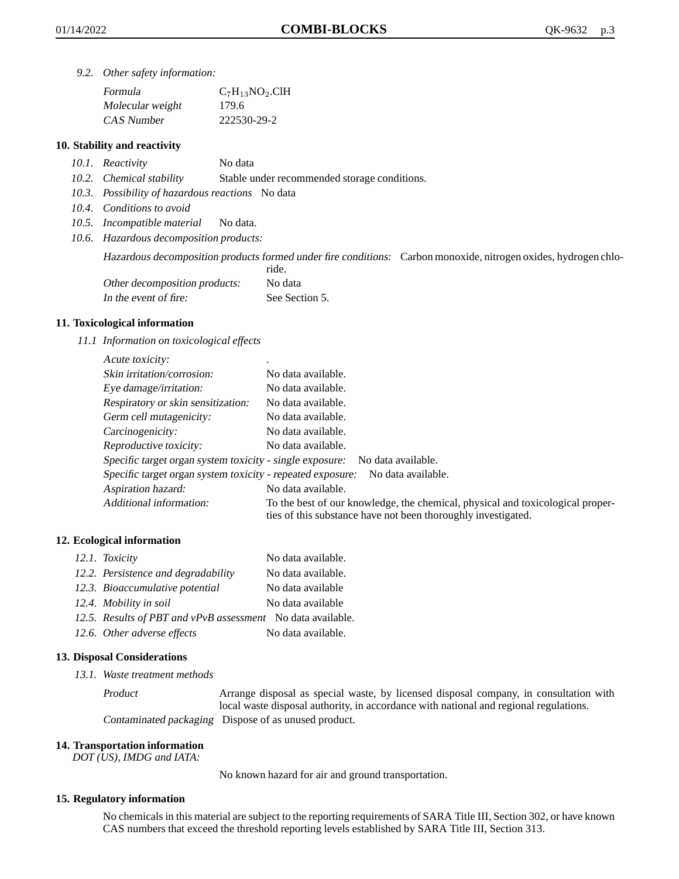*9.2. Other safety information:*

| | |
|---|---|
| *Formula* | $C_7H_{13}NO_2.ClH$ |
| *Molecular weight* | 179.6 |
| *CAS Number* | 222530-29-2 |

### 10. Stability and reactivity

*10.1. Reactivity* No data

*10.2. Chemical stability* Stable under recommended storage conditions.

*10.3. Possibility of hazardous reactions* No data

*10.4. Conditions to avoid*

*10.5. Incompatible material* No data.

*10.6. Hazardous decomposition products:*

*Hazardous decomposition products formed under fire conditions:* Carbon monoxide, nitrogen oxides, hydrogen chloride.

*Other decomposition products:* No data

*In the event of fire:* See Section 5.

### 11. Toxicological information

*11.1 Information on toxicological effects*

| | |
|---|---|
| *Acute toxicity:* | . |
| *Skin irritation/corrosion:* | No data available. |
| *Eye damage/irritation:* | No data available. |
| *Respiratory or skin sensitization:* | No data available. |
| *Germ cell mutagenicity:* | No data available. |
| *Carcinogenicity:* | No data available. |
| *Reproductive toxicity:* | No data available. |
| *Specific target organ system toxicity - single exposure:* | No data available. |
| *Specific target organ system toxicity - repeated exposure:* | No data available. |
| *Aspiration hazard:* | No data available. |
| *Additional information:* | To the best of our knowledge, the chemical, physical and toxicological properties of this substance have not been thoroughly investigated. |

### 12. Ecological information

| | |
|---|---|
| *12.1. Toxicity* | No data available. |
| *12.2. Persistence and degradability* | No data available. |
| *12.3. Bioaccumulative potential* | No data available |
| *12.4. Mobility in soil* | No data available |
| *12.5. Results of PBT and vPvB assessment* | No data available. |
| *12.6. Other adverse effects* | No data available. |

### 13. Disposal Considerations

*13.1. Waste treatment methods*

*Product* Arrange disposal as special waste, by licensed disposal company, in consultation with local waste disposal authority, in accordance with national and regional regulations.

*Contaminated packaging* Dispose of as unused product.

### 14. Transportation information

*DOT (US), IMDG and IATA:*

No known hazard for air and ground transportation.

### 15. Regulatory information

No chemicals in this material are subject to the reporting requirements of SARA Title III, Section 302, or have known CAS numbers that exceed the threshold reporting levels established by SARA Title III, Section 313.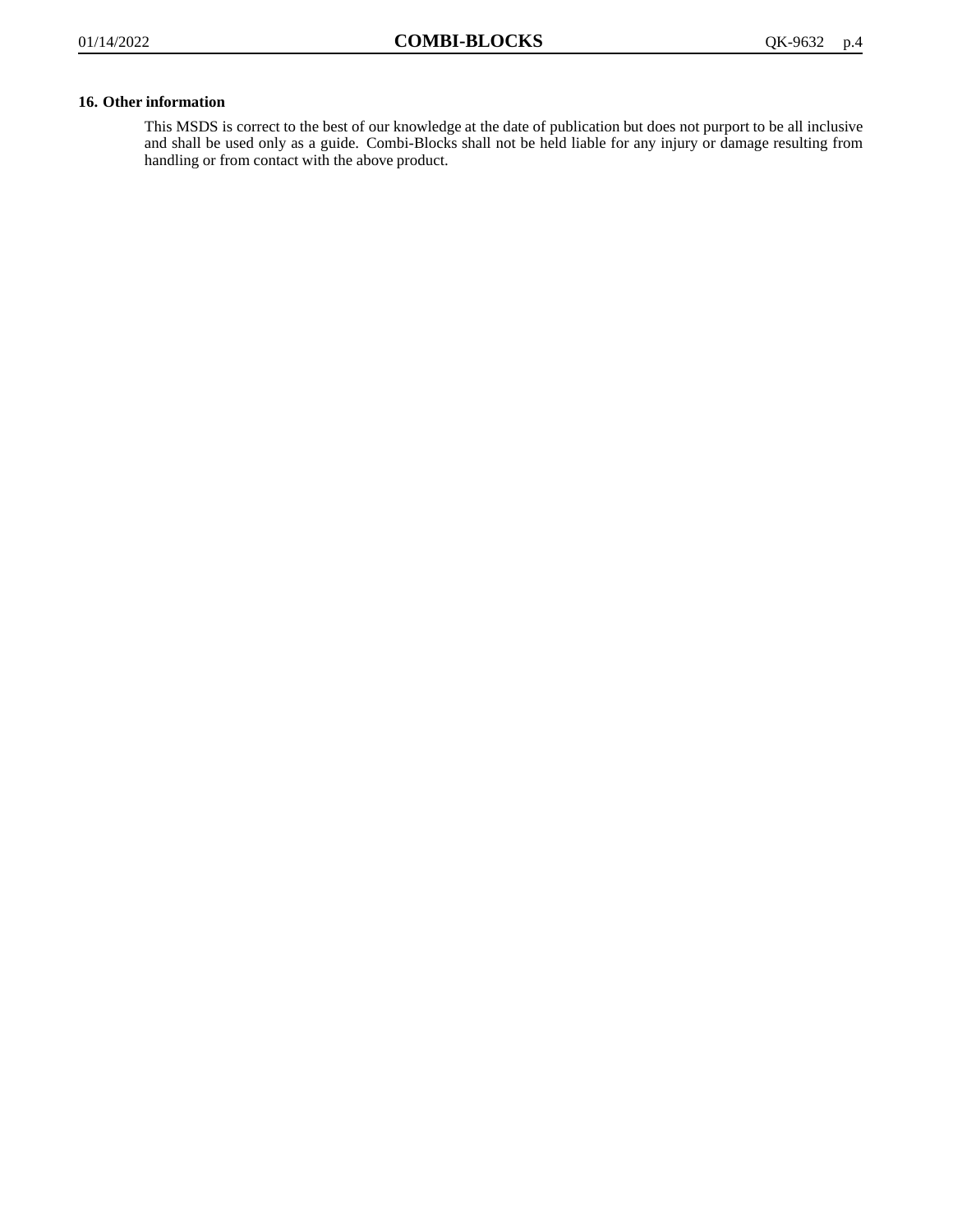## 16. Other information

This MSDS is correct to the best of our knowledge at the date of publication but does not purport to be all inclusive and shall be used only as a guide. Combi-Blocks shall not be held liable for any injury or damage resulting from handling or from contact with the above product.